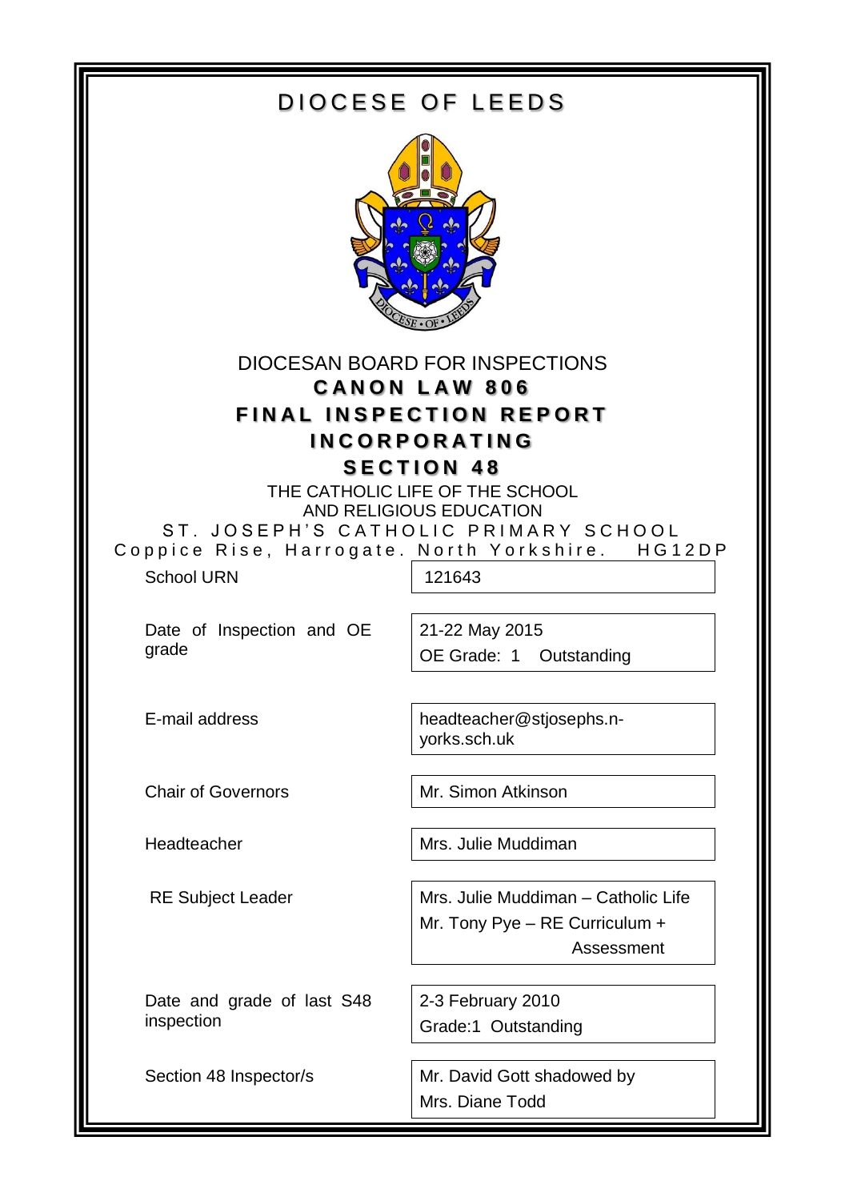# DIOCESE OF LEEDS

DIOCESAN BOARD FOR INSPECTIONS

## CANON LAW 806

## FINAL INSPECTION REPORT

## INCORPORATING

## SECTION 48

THE CATHOLIC LIFE OF THE SCHOOL
AND RELIGIOUS EDUCATION

ST. JOSEPH'S CATHOLIC PRIMARY SCHOOL

Coppice Rise, Harrogate. North Yorkshire. HG1 2DP

| | |
|---|---|
| School URN | 121643 |
| Date of Inspection and OE grade | 21-22 May 2015<br>OE Grade: 1 Outstanding |
| E-mail address | headteacher@stjosephs.n-yorks.sch.uk |
| Chair of Governors | Mr. Simon Atkinson |
| Headteacher | Mrs. Julie Muddiman |
| RE Subject Leader | Mrs. Julie Muddiman – Catholic Life<br>Mr. Tony Pye – RE Curriculum + Assessment |
| Date and grade of last S48 inspection | 2-3 February 2010<br>Grade:1 Outstanding |
| Section 48 Inspector/s | Mr. David Gott shadowed by<br>Mrs. Diane Todd |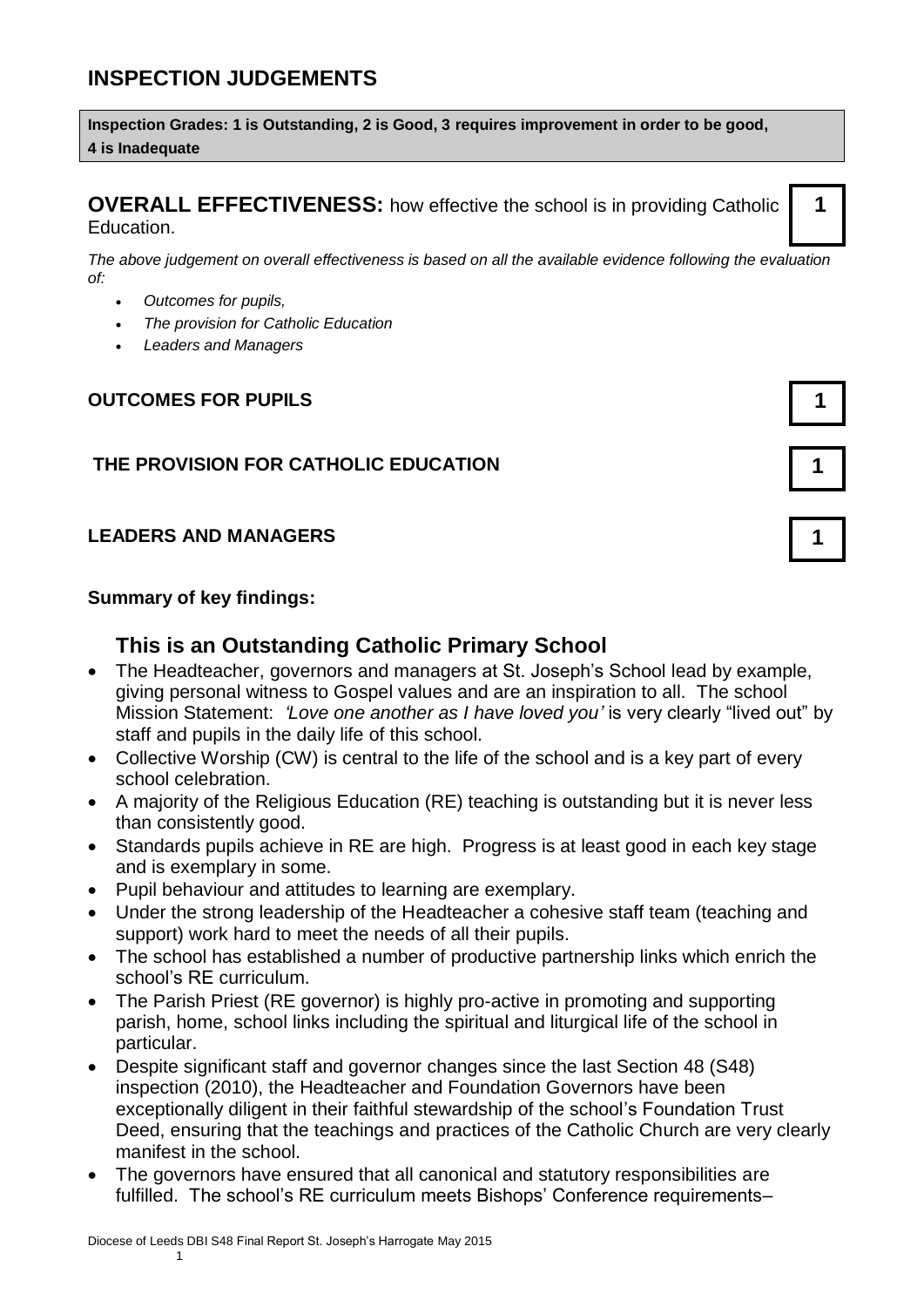## INSPECTION JUDGEMENTS

**Inspection Grades: 1 is Outstanding, 2 is Good, 3 requires improvement in order to be good, 4 is Inadequate**

**OVERALL EFFECTIVENESS:** how effective the school is in providing Catholic Education. **1**

*The above judgement on overall effectiveness is based on all the available evidence following the evaluation of:*

- *Outcomes for pupils,*
- *The provision for Catholic Education*
- *Leaders and Managers*

| | |
|---|---|
| **OUTCOMES FOR PUPILS** | **1** |
| **THE PROVISION FOR CATHOLIC EDUCATION** | **1** |
| **LEADERS AND MANAGERS** | **1** |

**Summary of key findings:**

### This is an Outstanding Catholic Primary School

- The Headteacher, governors and managers at St. Joseph's School lead by example, giving personal witness to Gospel values and are an inspiration to all. The school Mission Statement: *'Love one another as I have loved you'* is very clearly "lived out" by staff and pupils in the daily life of this school.
- Collective Worship (CW) is central to the life of the school and is a key part of every school celebration.
- A majority of the Religious Education (RE) teaching is outstanding but it is never less than consistently good.
- Standards pupils achieve in RE are high. Progress is at least good in each key stage and is exemplary in some.
- Pupil behaviour and attitudes to learning are exemplary.
- Under the strong leadership of the Headteacher a cohesive staff team (teaching and support) work hard to meet the needs of all their pupils.
- The school has established a number of productive partnership links which enrich the school's RE curriculum.
- The Parish Priest (RE governor) is highly pro-active in promoting and supporting parish, home, school links including the spiritual and liturgical life of the school in particular.
- Despite significant staff and governor changes since the last Section 48 (S48) inspection (2010), the Headteacher and Foundation Governors have been exceptionally diligent in their faithful stewardship of the school's Foundation Trust Deed, ensuring that the teachings and practices of the Catholic Church are very clearly manifest in the school.
- The governors have ensured that all canonical and statutory responsibilities are fulfilled. The school's RE curriculum meets Bishops' Conference requirements–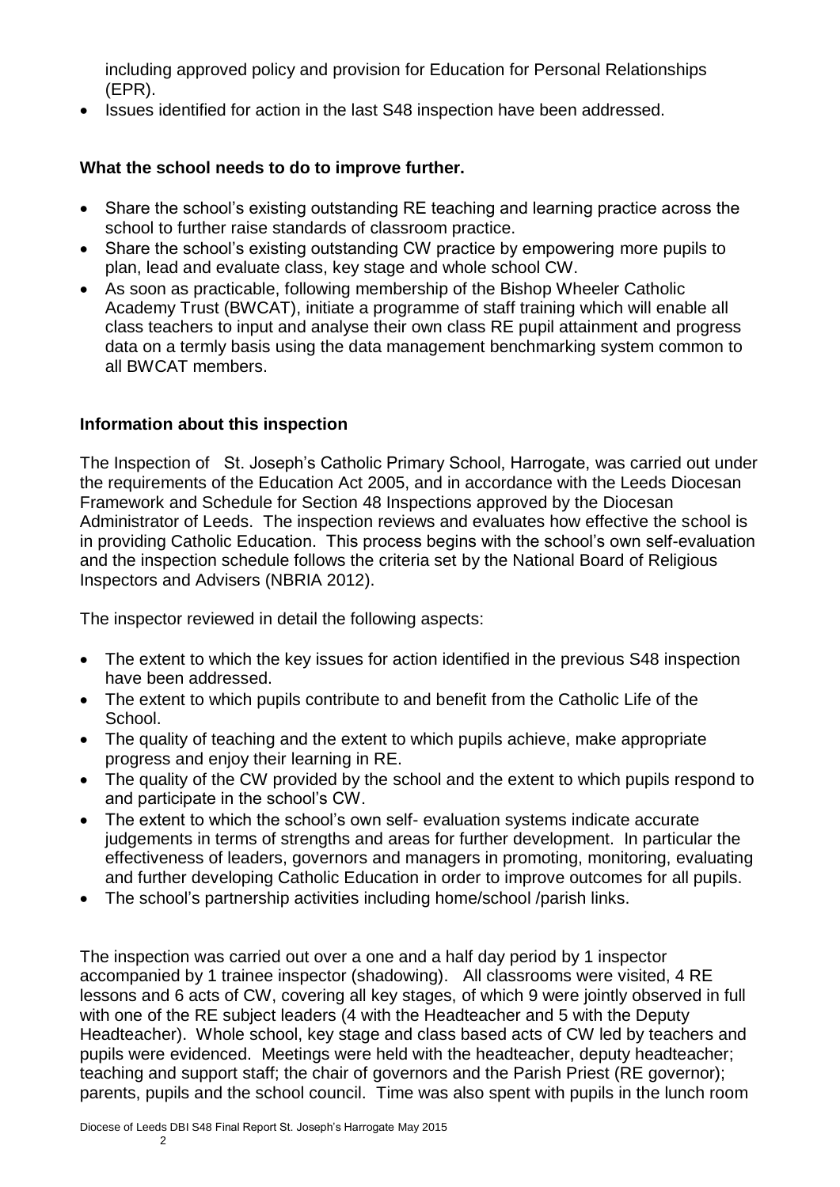including approved policy and provision for Education for Personal Relationships (EPR).

- Issues identified for action in the last S48 inspection have been addressed.

**What the school needs to do to improve further.**

- Share the school's existing outstanding RE teaching and learning practice across the school to further raise standards of classroom practice.
- Share the school's existing outstanding CW practice by empowering more pupils to plan, lead and evaluate class, key stage and whole school CW.
- As soon as practicable, following membership of the Bishop Wheeler Catholic Academy Trust (BWCAT), initiate a programme of staff training which will enable all class teachers to input and analyse their own class RE pupil attainment and progress data on a termly basis using the data management benchmarking system common to all BWCAT members.

**Information about this inspection**

The Inspection of St. Joseph's Catholic Primary School, Harrogate, was carried out under the requirements of the Education Act 2005, and in accordance with the Leeds Diocesan Framework and Schedule for Section 48 Inspections approved by the Diocesan Administrator of Leeds. The inspection reviews and evaluates how effective the school is in providing Catholic Education. This process begins with the school's own self-evaluation and the inspection schedule follows the criteria set by the National Board of Religious Inspectors and Advisers (NBRIA 2012).

The inspector reviewed in detail the following aspects:

- The extent to which the key issues for action identified in the previous S48 inspection have been addressed.
- The extent to which pupils contribute to and benefit from the Catholic Life of the School.
- The quality of teaching and the extent to which pupils achieve, make appropriate progress and enjoy their learning in RE.
- The quality of the CW provided by the school and the extent to which pupils respond to and participate in the school's CW.
- The extent to which the school's own self- evaluation systems indicate accurate judgements in terms of strengths and areas for further development. In particular the effectiveness of leaders, governors and managers in promoting, monitoring, evaluating and further developing Catholic Education in order to improve outcomes for all pupils.
- The school's partnership activities including home/school /parish links.

The inspection was carried out over a one and a half day period by 1 inspector accompanied by 1 trainee inspector (shadowing). All classrooms were visited, 4 RE lessons and 6 acts of CW, covering all key stages, of which 9 were jointly observed in full with one of the RE subject leaders (4 with the Headteacher and 5 with the Deputy Headteacher). Whole school, key stage and class based acts of CW led by teachers and pupils were evidenced. Meetings were held with the headteacher, deputy headteacher; teaching and support staff; the chair of governors and the Parish Priest (RE governor); parents, pupils and the school council. Time was also spent with pupils in the lunch room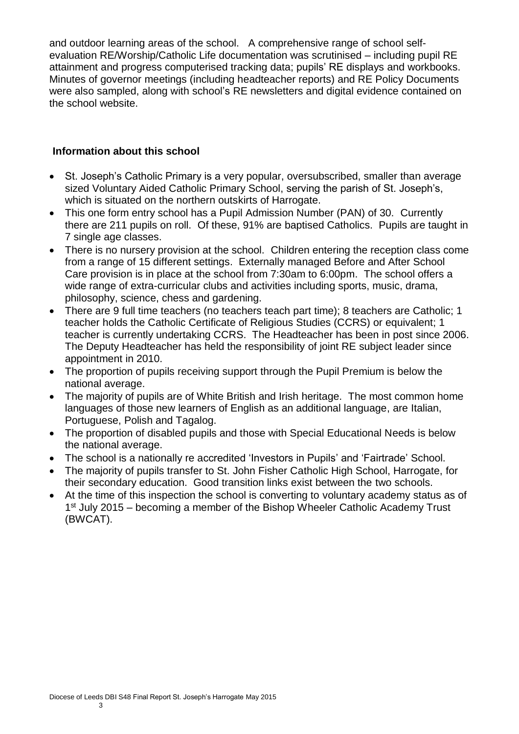and outdoor learning areas of the school. A comprehensive range of school self-evaluation RE/Worship/Catholic Life documentation was scrutinised – including pupil RE attainment and progress computerised tracking data; pupils' RE displays and workbooks. Minutes of governor meetings (including headteacher reports) and RE Policy Documents were also sampled, along with school's RE newsletters and digital evidence contained on the school website.

## Information about this school

- St. Joseph's Catholic Primary is a very popular, oversubscribed, smaller than average sized Voluntary Aided Catholic Primary School, serving the parish of St. Joseph's, which is situated on the northern outskirts of Harrogate.
- This one form entry school has a Pupil Admission Number (PAN) of 30. Currently there are 211 pupils on roll. Of these, 91% are baptised Catholics. Pupils are taught in 7 single age classes.
- There is no nursery provision at the school. Children entering the reception class come from a range of 15 different settings. Externally managed Before and After School Care provision is in place at the school from 7:30am to 6:00pm. The school offers a wide range of extra-curricular clubs and activities including sports, music, drama, philosophy, science, chess and gardening.
- There are 9 full time teachers (no teachers teach part time); 8 teachers are Catholic; 1 teacher holds the Catholic Certificate of Religious Studies (CCRS) or equivalent; 1 teacher is currently undertaking CCRS. The Headteacher has been in post since 2006. The Deputy Headteacher has held the responsibility of joint RE subject leader since appointment in 2010.
- The proportion of pupils receiving support through the Pupil Premium is below the national average.
- The majority of pupils are of White British and Irish heritage. The most common home languages of those new learners of English as an additional language, are Italian, Portuguese, Polish and Tagalog.
- The proportion of disabled pupils and those with Special Educational Needs is below the national average.
- The school is a nationally re accredited 'Investors in Pupils' and 'Fairtrade' School.
- The majority of pupils transfer to St. John Fisher Catholic High School, Harrogate, for their secondary education. Good transition links exist between the two schools.
- At the time of this inspection the school is converting to voluntary academy status as of 1st July 2015 – becoming a member of the Bishop Wheeler Catholic Academy Trust (BWCAT).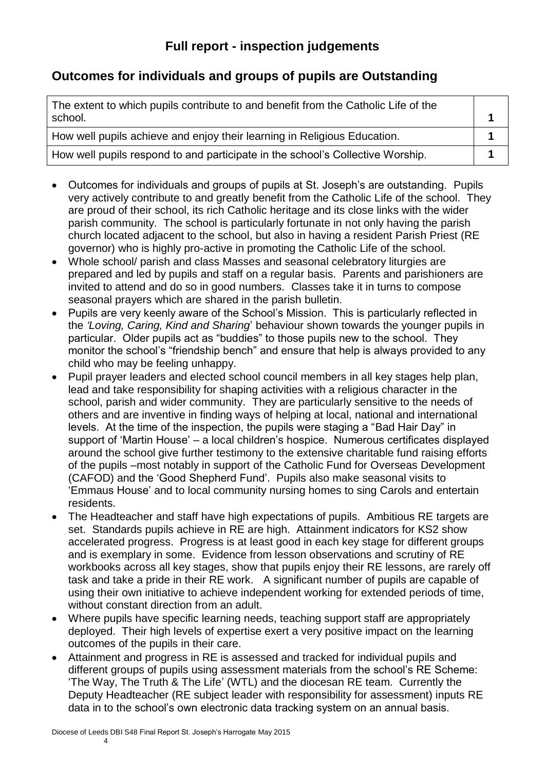## Full report - inspection judgements

## Outcomes for individuals and groups of pupils are Outstanding

| | |
|---|---|
| The extent to which pupils contribute to and benefit from the Catholic Life of the school. | 1 |
| How well pupils achieve and enjoy their learning in Religious Education. | 1 |
| How well pupils respond to and participate in the school's Collective Worship. | 1 |

- Outcomes for individuals and groups of pupils at St. Joseph's are outstanding. Pupils very actively contribute to and greatly benefit from the Catholic Life of the school. They are proud of their school, its rich Catholic heritage and its close links with the wider parish community. The school is particularly fortunate in not only having the parish church located adjacent to the school, but also in having a resident Parish Priest (RE governor) who is highly pro-active in promoting the Catholic Life of the school.
- Whole school/ parish and class Masses and seasonal celebratory liturgies are prepared and led by pupils and staff on a regular basis. Parents and parishioners are invited to attend and do so in good numbers. Classes take it in turns to compose seasonal prayers which are shared in the parish bulletin.
- Pupils are very keenly aware of the School's Mission. This is particularly reflected in the *'Loving, Caring, Kind and Sharing*' behaviour shown towards the younger pupils in particular. Older pupils act as "buddies" to those pupils new to the school. They monitor the school's "friendship bench" and ensure that help is always provided to any child who may be feeling unhappy.
- Pupil prayer leaders and elected school council members in all key stages help plan, lead and take responsibility for shaping activities with a religious character in the school, parish and wider community. They are particularly sensitive to the needs of others and are inventive in finding ways of helping at local, national and international levels. At the time of the inspection, the pupils were staging a "Bad Hair Day" in support of 'Martin House' – a local children's hospice. Numerous certificates displayed around the school give further testimony to the extensive charitable fund raising efforts of the pupils –most notably in support of the Catholic Fund for Overseas Development (CAFOD) and the 'Good Shepherd Fund'. Pupils also make seasonal visits to 'Emmaus House' and to local community nursing homes to sing Carols and entertain residents.
- The Headteacher and staff have high expectations of pupils. Ambitious RE targets are set. Standards pupils achieve in RE are high. Attainment indicators for KS2 show accelerated progress. Progress is at least good in each key stage for different groups and is exemplary in some. Evidence from lesson observations and scrutiny of RE workbooks across all key stages, show that pupils enjoy their RE lessons, are rarely off task and take a pride in their RE work. A significant number of pupils are capable of using their own initiative to achieve independent working for extended periods of time, without constant direction from an adult.
- Where pupils have specific learning needs, teaching support staff are appropriately deployed. Their high levels of expertise exert a very positive impact on the learning outcomes of the pupils in their care.
- Attainment and progress in RE is assessed and tracked for individual pupils and different groups of pupils using assessment materials from the school's RE Scheme: 'The Way, The Truth & The Life' (WTL) and the diocesan RE team. Currently the Deputy Headteacher (RE subject leader with responsibility for assessment) inputs RE data in to the school's own electronic data tracking system on an annual basis.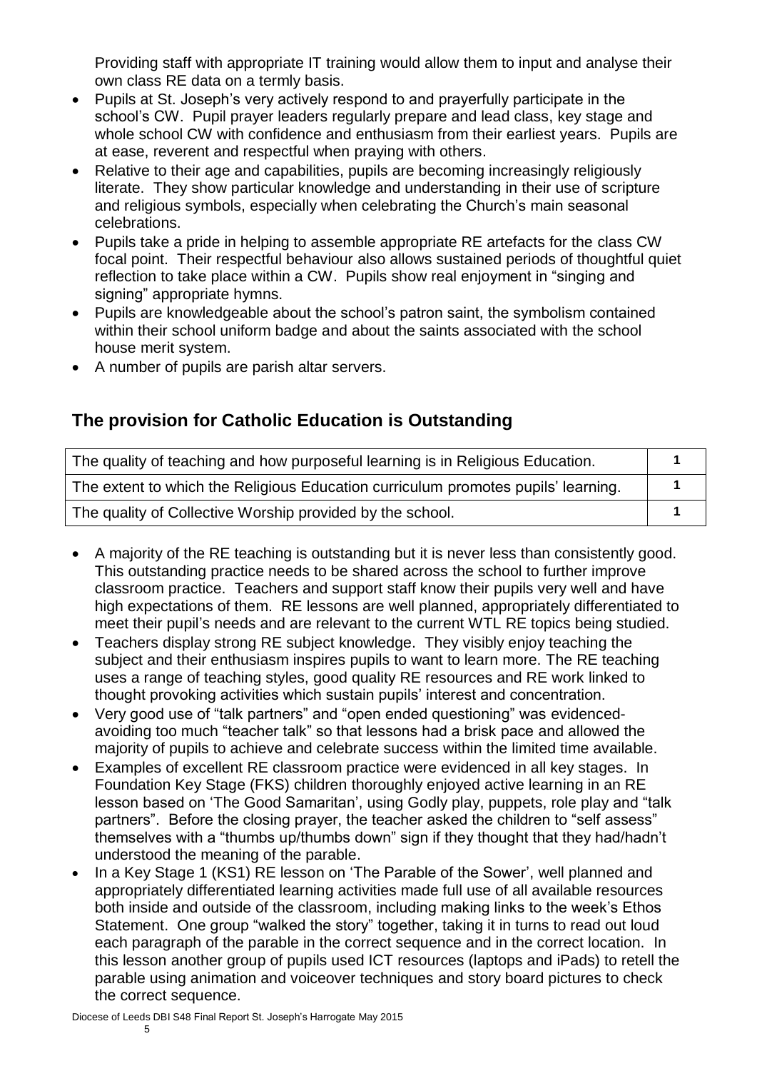Providing staff with appropriate IT training would allow them to input and analyse their own class RE data on a termly basis.

- Pupils at St. Joseph's very actively respond to and prayerfully participate in the school's CW. Pupil prayer leaders regularly prepare and lead class, key stage and whole school CW with confidence and enthusiasm from their earliest years. Pupils are at ease, reverent and respectful when praying with others.
- Relative to their age and capabilities, pupils are becoming increasingly religiously literate. They show particular knowledge and understanding in their use of scripture and religious symbols, especially when celebrating the Church's main seasonal celebrations.
- Pupils take a pride in helping to assemble appropriate RE artefacts for the class CW focal point. Their respectful behaviour also allows sustained periods of thoughtful quiet reflection to take place within a CW. Pupils show real enjoyment in "singing and signing" appropriate hymns.
- Pupils are knowledgeable about the school's patron saint, the symbolism contained within their school uniform badge and about the saints associated with the school house merit system.
- A number of pupils are parish altar servers.

## The provision for Catholic Education is Outstanding

| | |
|---|---|
| The quality of teaching and how purposeful learning is in Religious Education. | **1** |
| The extent to which the Religious Education curriculum promotes pupils' learning. | **1** |
| The quality of Collective Worship provided by the school. | **1** |

- A majority of the RE teaching is outstanding but it is never less than consistently good. This outstanding practice needs to be shared across the school to further improve classroom practice. Teachers and support staff know their pupils very well and have high expectations of them. RE lessons are well planned, appropriately differentiated to meet their pupil's needs and are relevant to the current WTL RE topics being studied.
- Teachers display strong RE subject knowledge. They visibly enjoy teaching the subject and their enthusiasm inspires pupils to want to learn more. The RE teaching uses a range of teaching styles, good quality RE resources and RE work linked to thought provoking activities which sustain pupils' interest and concentration.
- Very good use of "talk partners" and "open ended questioning" was evidenced- avoiding too much "teacher talk" so that lessons had a brisk pace and allowed the majority of pupils to achieve and celebrate success within the limited time available.
- Examples of excellent RE classroom practice were evidenced in all key stages. In Foundation Key Stage (FKS) children thoroughly enjoyed active learning in an RE lesson based on 'The Good Samaritan', using Godly play, puppets, role play and "talk partners". Before the closing prayer, the teacher asked the children to "self assess" themselves with a "thumbs up/thumbs down" sign if they thought that they had/hadn't understood the meaning of the parable.
- In a Key Stage 1 (KS1) RE lesson on 'The Parable of the Sower', well planned and appropriately differentiated learning activities made full use of all available resources both inside and outside of the classroom, including making links to the week's Ethos Statement. One group "walked the story" together, taking it in turns to read out loud each paragraph of the parable in the correct sequence and in the correct location. In this lesson another group of pupils used ICT resources (laptops and iPads) to retell the parable using animation and voiceover techniques and story board pictures to check the correct sequence.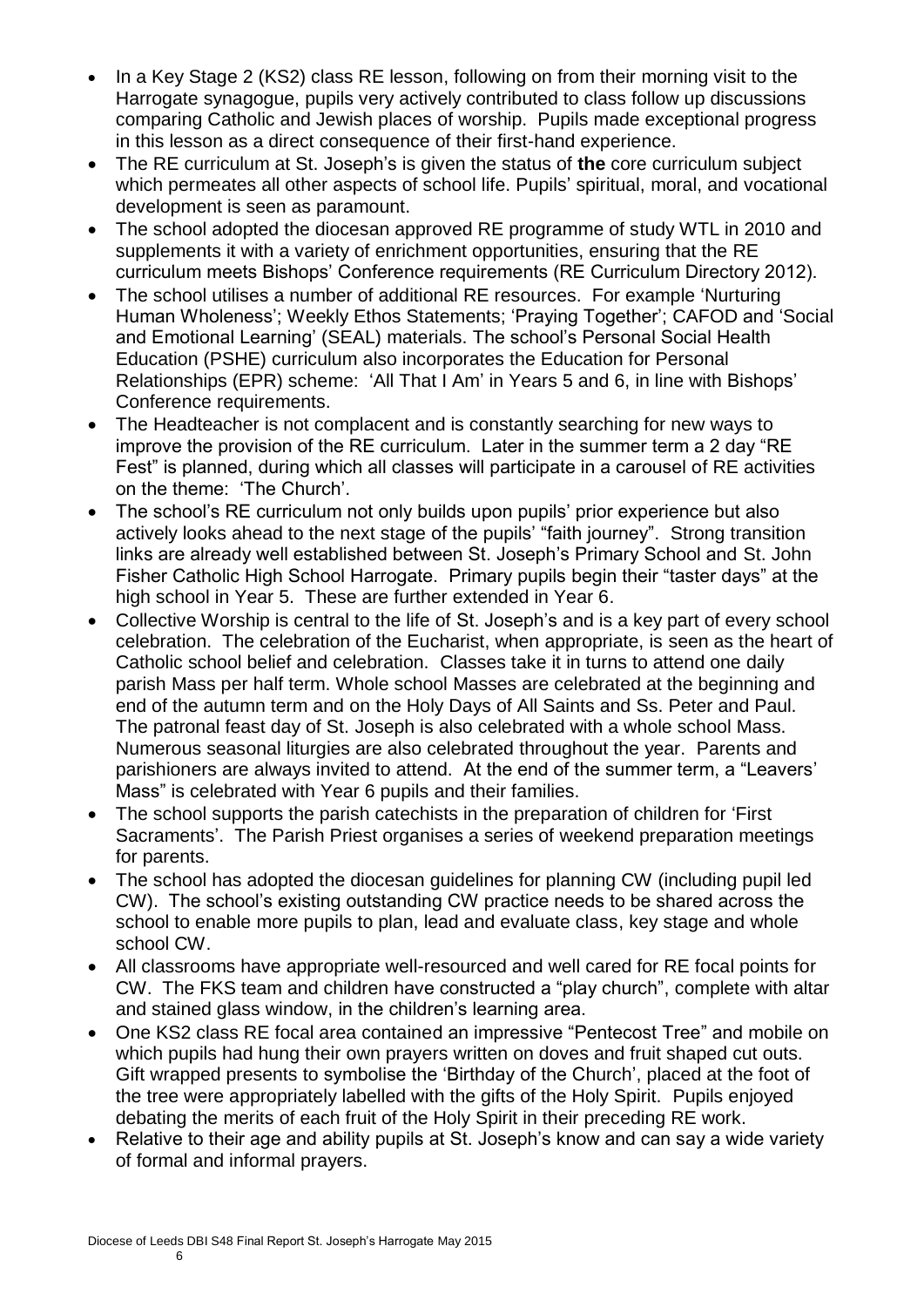- In a Key Stage 2 (KS2) class RE lesson, following on from their morning visit to the Harrogate synagogue, pupils very actively contributed to class follow up discussions comparing Catholic and Jewish places of worship. Pupils made exceptional progress in this lesson as a direct consequence of their first-hand experience.
- The RE curriculum at St. Joseph's is given the status of **the** core curriculum subject which permeates all other aspects of school life. Pupils' spiritual, moral, and vocational development is seen as paramount.
- The school adopted the diocesan approved RE programme of study WTL in 2010 and supplements it with a variety of enrichment opportunities, ensuring that the RE curriculum meets Bishops' Conference requirements (RE Curriculum Directory 2012).
- The school utilises a number of additional RE resources. For example 'Nurturing Human Wholeness'; Weekly Ethos Statements; 'Praying Together'; CAFOD and 'Social and Emotional Learning' (SEAL) materials. The school's Personal Social Health Education (PSHE) curriculum also incorporates the Education for Personal Relationships (EPR) scheme: 'All That I Am' in Years 5 and 6, in line with Bishops' Conference requirements.
- The Headteacher is not complacent and is constantly searching for new ways to improve the provision of the RE curriculum. Later in the summer term a 2 day "RE Fest" is planned, during which all classes will participate in a carousel of RE activities on the theme: 'The Church'.
- The school's RE curriculum not only builds upon pupils' prior experience but also actively looks ahead to the next stage of the pupils' "faith journey". Strong transition links are already well established between St. Joseph's Primary School and St. John Fisher Catholic High School Harrogate. Primary pupils begin their "taster days" at the high school in Year 5. These are further extended in Year 6.
- Collective Worship is central to the life of St. Joseph's and is a key part of every school celebration. The celebration of the Eucharist, when appropriate, is seen as the heart of Catholic school belief and celebration. Classes take it in turns to attend one daily parish Mass per half term. Whole school Masses are celebrated at the beginning and end of the autumn term and on the Holy Days of All Saints and Ss. Peter and Paul. The patronal feast day of St. Joseph is also celebrated with a whole school Mass. Numerous seasonal liturgies are also celebrated throughout the year. Parents and parishioners are always invited to attend. At the end of the summer term, a "Leavers' Mass" is celebrated with Year 6 pupils and their families.
- The school supports the parish catechists in the preparation of children for 'First Sacraments'. The Parish Priest organises a series of weekend preparation meetings for parents.
- The school has adopted the diocesan guidelines for planning CW (including pupil led CW). The school's existing outstanding CW practice needs to be shared across the school to enable more pupils to plan, lead and evaluate class, key stage and whole school CW.
- All classrooms have appropriate well-resourced and well cared for RE focal points for CW. The FKS team and children have constructed a "play church", complete with altar and stained glass window, in the children's learning area.
- One KS2 class RE focal area contained an impressive "Pentecost Tree" and mobile on which pupils had hung their own prayers written on doves and fruit shaped cut outs. Gift wrapped presents to symbolise the 'Birthday of the Church', placed at the foot of the tree were appropriately labelled with the gifts of the Holy Spirit. Pupils enjoyed debating the merits of each fruit of the Holy Spirit in their preceding RE work.
- Relative to their age and ability pupils at St. Joseph's know and can say a wide variety of formal and informal prayers.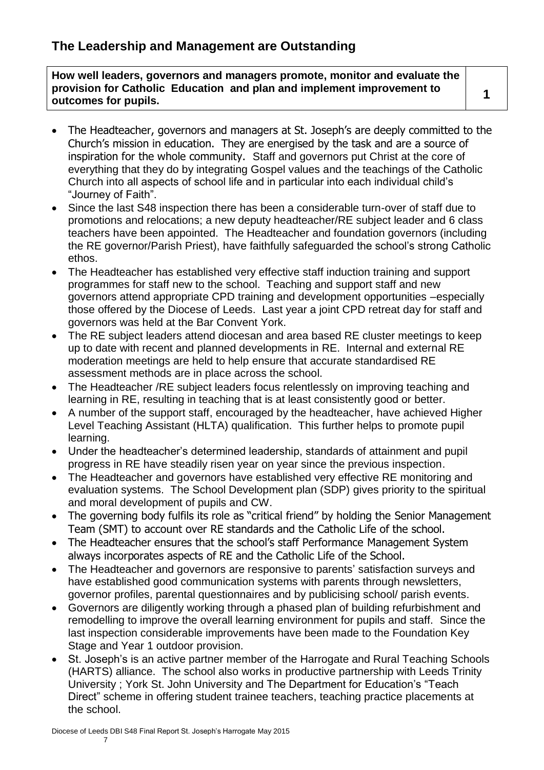## The Leadership and Management are Outstanding

| How well leaders, governors and managers promote, monitor and evaluate the provision for Catholic Education and plan and implement improvement to outcomes for pupils. | 1 |
|---|---|

- The Headteacher, governors and managers at St. Joseph's are deeply committed to the Church's mission in education. They are energised by the task and are a source of inspiration for the whole community. Staff and governors put Christ at the core of everything that they do by integrating Gospel values and the teachings of the Catholic Church into all aspects of school life and in particular into each individual child's "Journey of Faith".
- Since the last S48 inspection there has been a considerable turn-over of staff due to promotions and relocations; a new deputy headteacher/RE subject leader and 6 class teachers have been appointed. The Headteacher and foundation governors (including the RE governor/Parish Priest), have faithfully safeguarded the school's strong Catholic ethos.
- The Headteacher has established very effective staff induction training and support programmes for staff new to the school. Teaching and support staff and new governors attend appropriate CPD training and development opportunities –especially those offered by the Diocese of Leeds. Last year a joint CPD retreat day for staff and governors was held at the Bar Convent York.
- The RE subject leaders attend diocesan and area based RE cluster meetings to keep up to date with recent and planned developments in RE. Internal and external RE moderation meetings are held to help ensure that accurate standardised RE assessment methods are in place across the school.
- The Headteacher /RE subject leaders focus relentlessly on improving teaching and learning in RE, resulting in teaching that is at least consistently good or better.
- A number of the support staff, encouraged by the headteacher, have achieved Higher Level Teaching Assistant (HLTA) qualification. This further helps to promote pupil learning.
- Under the headteacher's determined leadership, standards of attainment and pupil progress in RE have steadily risen year on year since the previous inspection.
- The Headteacher and governors have established very effective RE monitoring and evaluation systems. The School Development plan (SDP) gives priority to the spiritual and moral development of pupils and CW.
- The governing body fulfils its role as "critical friend" by holding the Senior Management Team (SMT) to account over RE standards and the Catholic Life of the school.
- The Headteacher ensures that the school's staff Performance Management System always incorporates aspects of RE and the Catholic Life of the School.
- The Headteacher and governors are responsive to parents' satisfaction surveys and have established good communication systems with parents through newsletters, governor profiles, parental questionnaires and by publicising school/ parish events.
- Governors are diligently working through a phased plan of building refurbishment and remodelling to improve the overall learning environment for pupils and staff. Since the last inspection considerable improvements have been made to the Foundation Key Stage and Year 1 outdoor provision.
- St. Joseph's is an active partner member of the Harrogate and Rural Teaching Schools (HARTS) alliance. The school also works in productive partnership with Leeds Trinity University ; York St. John University and The Department for Education's "Teach Direct" scheme in offering student trainee teachers, teaching practice placements at the school.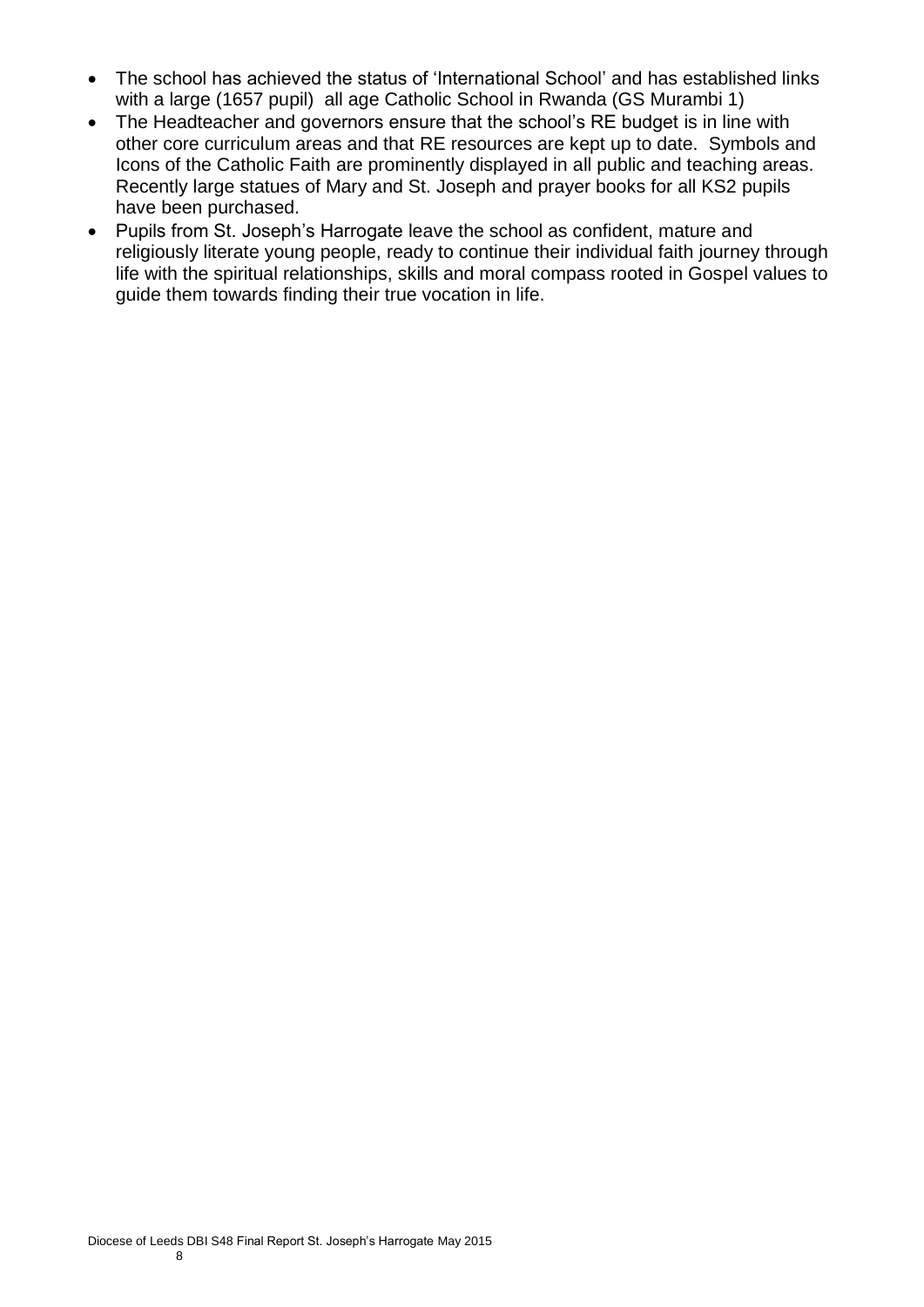- The school has achieved the status of 'International School' and has established links with a large (1657 pupil) all age Catholic School in Rwanda (GS Murambi 1)
- The Headteacher and governors ensure that the school's RE budget is in line with other core curriculum areas and that RE resources are kept up to date. Symbols and Icons of the Catholic Faith are prominently displayed in all public and teaching areas. Recently large statues of Mary and St. Joseph and prayer books for all KS2 pupils have been purchased.
- Pupils from St. Joseph's Harrogate leave the school as confident, mature and religiously literate young people, ready to continue their individual faith journey through life with the spiritual relationships, skills and moral compass rooted in Gospel values to guide them towards finding their true vocation in life.